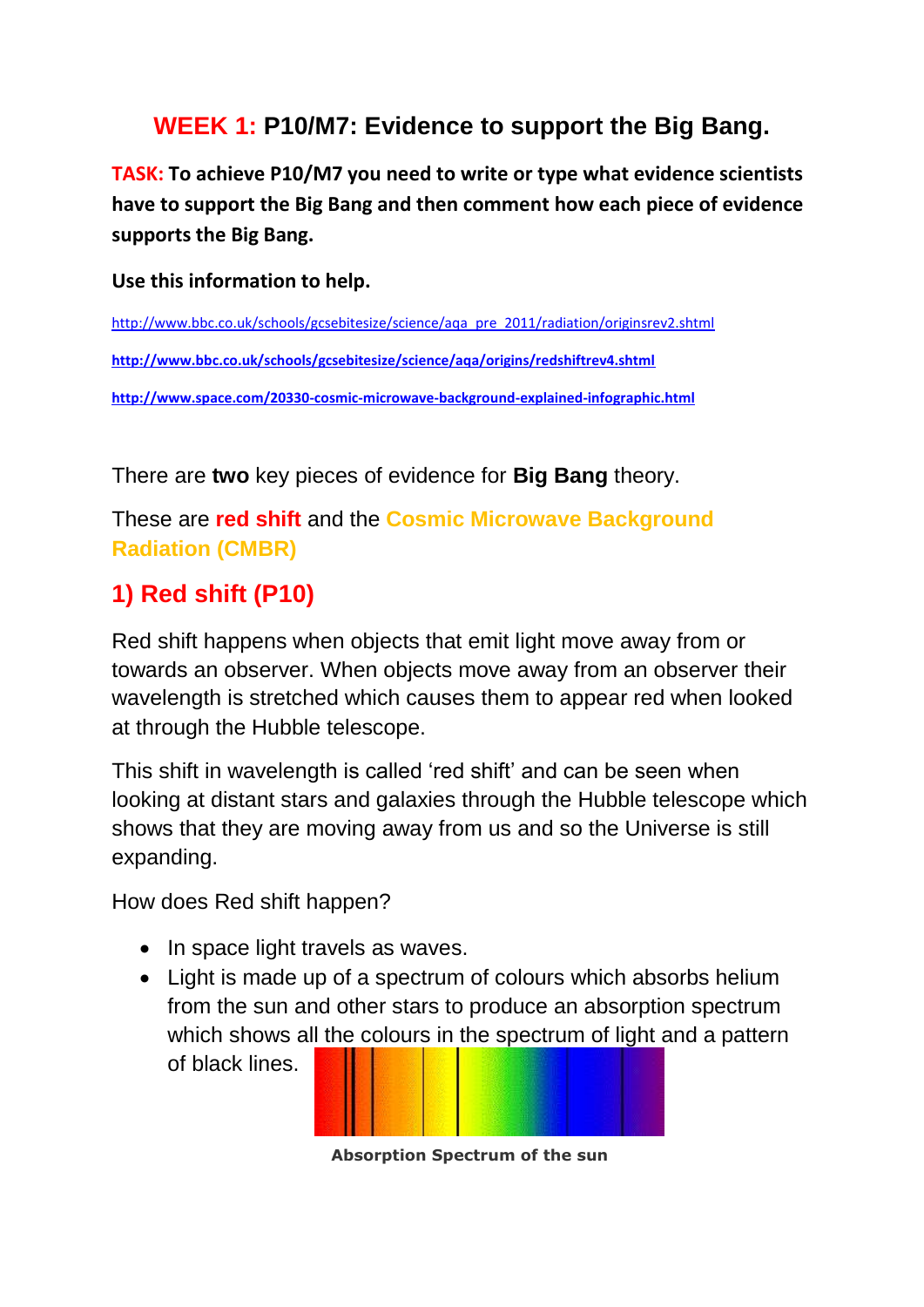# WEEK 1: P10/M7: Evidence to support the Big Bang.

**TASK: To achieve P10/M7 you need to write or type what evidence scientists have to support the Big Bang and then comment how each piece of evidence supports the Big Bang.**

**Use this information to help.**

http://www.bbc.co.uk/schools/gcsebitesize/science/aqa_pre_2011/radiation/originsrev2.shtml

**http://www.bbc.co.uk/schools/gcsebitesize/science/aqa/origins/redshiftrev4.shtml**

**http://www.space.com/20330-cosmic-microwave-background-explained-infographic.html**

There are **two** key pieces of evidence for **Big Bang** theory.

These are **red shift** and the **Cosmic Microwave Background Radiation (CMBR)**

## 1) Red shift (P10)

Red shift happens when objects that emit light move away from or towards an observer. When objects move away from an observer their wavelength is stretched which causes them to appear red when looked at through the Hubble telescope.

This shift in wavelength is called 'red shift' and can be seen when looking at distant stars and galaxies through the Hubble telescope which shows that they are moving away from us and so the Universe is still expanding.

How does Red shift happen?

- In space light travels as waves.
- Light is made up of a spectrum of colours which absorbs helium from the sun and other stars to produce an absorption spectrum which shows all the colours in the spectrum of light and a pattern of black lines.

**Absorption Spectrum of the sun**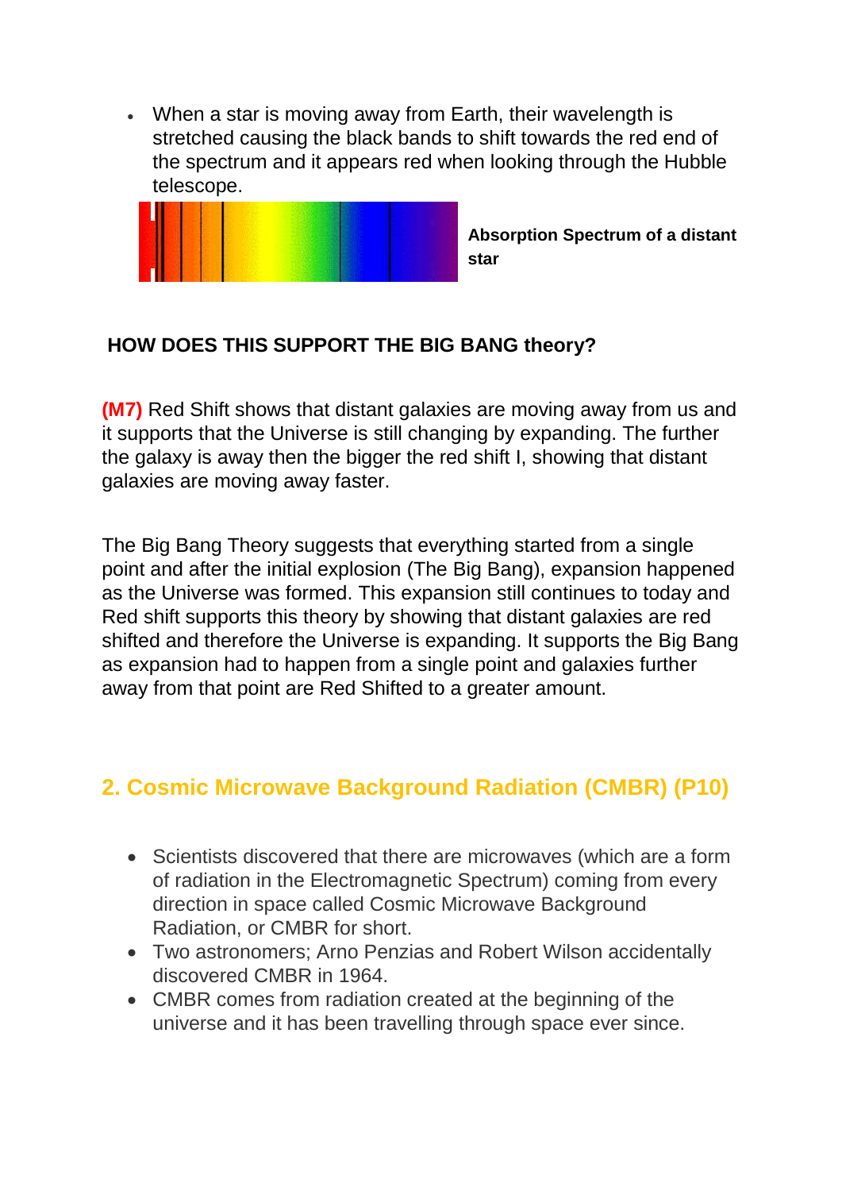- When a star is moving away from Earth, their wavelength is stretched causing the black bands to shift towards the red end of the spectrum and it appears red when looking through the Hubble telescope.

**Absorption Spectrum of a distant star**

**HOW DOES THIS SUPPORT THE BIG BANG theory?**

**(M7)** Red Shift shows that distant galaxies are moving away from us and it supports that the Universe is still changing by expanding. The further the galaxy is away then the bigger the red shift I, showing that distant galaxies are moving away faster.

The Big Bang Theory suggests that everything started from a single point and after the initial explosion (The Big Bang), expansion happened as the Universe was formed. This expansion still continues to today and Red shift supports this theory by showing that distant galaxies are red shifted and therefore the Universe is expanding. It supports the Big Bang as expansion had to happen from a single point and galaxies further away from that point are Red Shifted to a greater amount.

## 2. Cosmic Microwave Background Radiation (CMBR) (P10)

- Scientists discovered that there are microwaves (which are a form of radiation in the Electromagnetic Spectrum) coming from every direction in space called Cosmic Microwave Background Radiation, or CMBR for short.
- Two astronomers; Arno Penzias and Robert Wilson accidentally discovered CMBR in 1964.
- CMBR comes from radiation created at the beginning of the universe and it has been travelling through space ever since.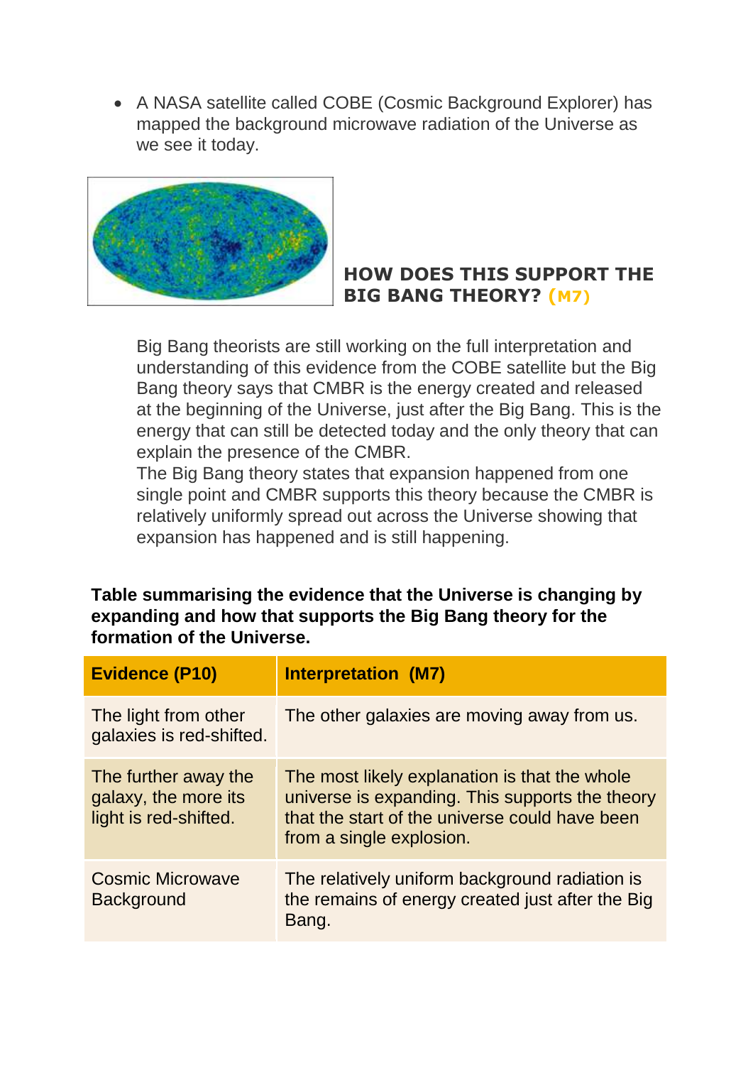- A NASA satellite called COBE (Cosmic Background Explorer) has mapped the background microwave radiation of the Universe as we see it today.

**HOW DOES THIS SUPPORT THE BIG BANG THEORY? (M7)**

Big Bang theorists are still working on the full interpretation and understanding of this evidence from the COBE satellite but the Big Bang theory says that CMBR is the energy created and released at the beginning of the Universe, just after the Big Bang. This is the energy that can still be detected today and the only theory that can explain the presence of the CMBR.
The Big Bang theory states that expansion happened from one single point and CMBR supports this theory because the CMBR is relatively uniformly spread out across the Universe showing that expansion has happened and is still happening.

**Table summarising the evidence that the Universe is changing by expanding and how that supports the Big Bang theory for the formation of the Universe.**

| Evidence (P10) | Interpretation (M7) |
| --- | --- |
| The light from other galaxies is red-shifted. | The other galaxies are moving away from us. |
| The further away the galaxy, the more its light is red-shifted. | The most likely explanation is that the whole universe is expanding. This supports the theory that the start of the universe could have been from a single explosion. |
| Cosmic Microwave Background | The relatively uniform background radiation is the remains of energy created just after the Big Bang. |